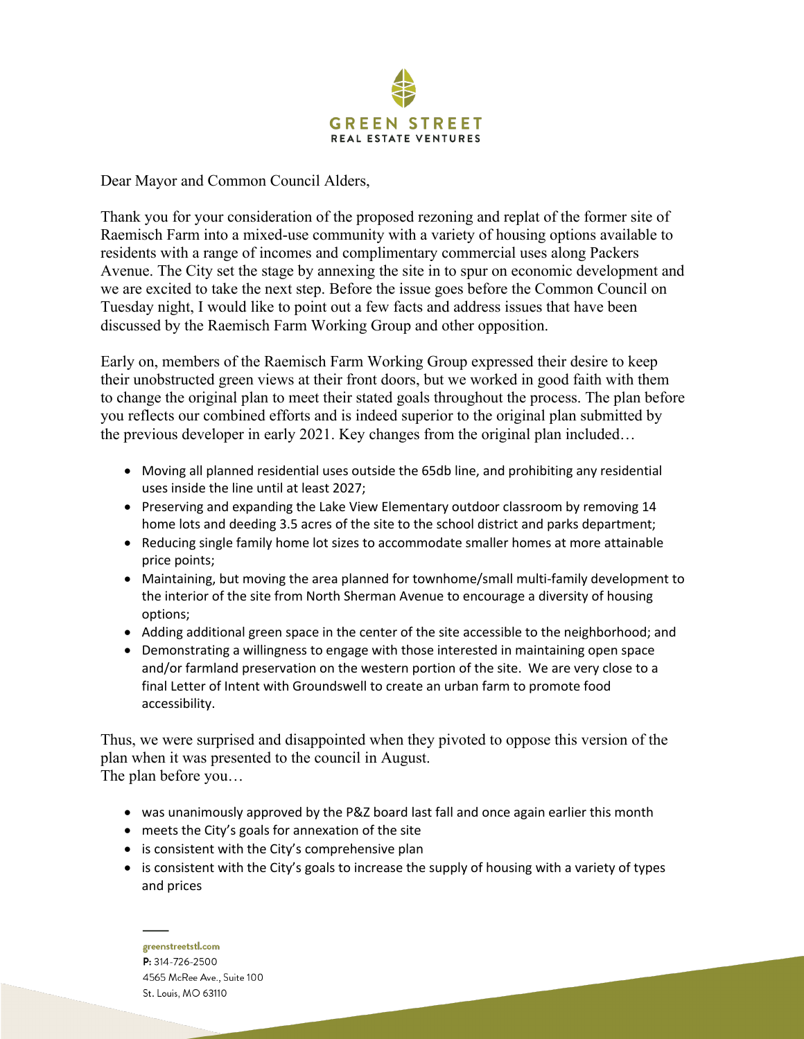**GREEN STREET**
REAL ESTATE VENTURES

Dear Mayor and Common Council Alders,

Thank you for your consideration of the proposed rezoning and replat of the former site of Raemisch Farm into a mixed-use community with a variety of housing options available to residents with a range of incomes and complimentary commercial uses along Packers Avenue. The City set the stage by annexing the site in to spur on economic development and we are excited to take the next step. Before the issue goes before the Common Council on Tuesday night, I would like to point out a few facts and address issues that have been discussed by the Raemisch Farm Working Group and other opposition.

Early on, members of the Raemisch Farm Working Group expressed their desire to keep their unobstructed green views at their front doors, but we worked in good faith with them to change the original plan to meet their stated goals throughout the process. The plan before you reflects our combined efforts and is indeed superior to the original plan submitted by the previous developer in early 2021. Key changes from the original plan included…

- Moving all planned residential uses outside the 65db line, and prohibiting any residential uses inside the line until at least 2027;
- Preserving and expanding the Lake View Elementary outdoor classroom by removing 14 home lots and deeding 3.5 acres of the site to the school district and parks department;
- Reducing single family home lot sizes to accommodate smaller homes at more attainable price points;
- Maintaining, but moving the area planned for townhome/small multi-family development to the interior of the site from North Sherman Avenue to encourage a diversity of housing options;
- Adding additional green space in the center of the site accessible to the neighborhood; and
- Demonstrating a willingness to engage with those interested in maintaining open space and/or farmland preservation on the western portion of the site. We are very close to a final Letter of Intent with Groundswell to create an urban farm to promote food accessibility.

Thus, we were surprised and disappointed when they pivoted to oppose this version of the plan when it was presented to the council in August.
The plan before you…

- was unanimously approved by the P&Z board last fall and once again earlier this month
- meets the City's goals for annexation of the site
- is consistent with the City's comprehensive plan
- is consistent with the City's goals to increase the supply of housing with a variety of types and prices

greenstreetstl.com
P: 314-726-2500
4565 McRee Ave., Suite 100
St. Louis, MO 63110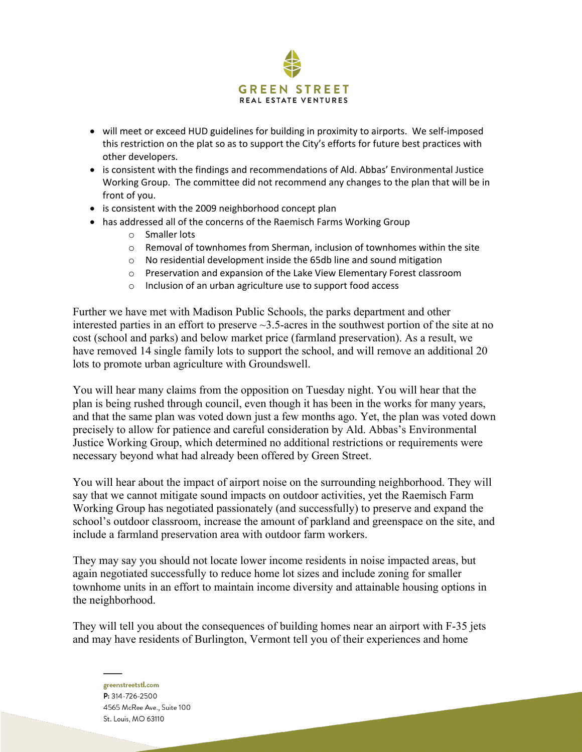- will meet or exceed HUD guidelines for building in proximity to airports. We self-imposed this restriction on the plat so as to support the City's efforts for future best practices with other developers.
- is consistent with the findings and recommendations of Ald. Abbas' Environmental Justice Working Group. The committee did not recommend any changes to the plan that will be in front of you.
- is consistent with the 2009 neighborhood concept plan
- has addressed all of the concerns of the Raemisch Farms Working Group
    - Smaller lots
    - Removal of townhomes from Sherman, inclusion of townhomes within the site
    - No residential development inside the 65db line and sound mitigation
    - Preservation and expansion of the Lake View Elementary Forest classroom
    - Inclusion of an urban agriculture use to support food access

Further we have met with Madison Public Schools, the parks department and other interested parties in an effort to preserve ~3.5-acres in the southwest portion of the site at no cost (school and parks) and below market price (farmland preservation). As a result, we have removed 14 single family lots to support the school, and will remove an additional 20 lots to promote urban agriculture with Groundswell.

You will hear many claims from the opposition on Tuesday night. You will hear that the plan is being rushed through council, even though it has been in the works for many years, and that the same plan was voted down just a few months ago. Yet, the plan was voted down precisely to allow for patience and careful consideration by Ald. Abbas's Environmental Justice Working Group, which determined no additional restrictions or requirements were necessary beyond what had already been offered by Green Street.

You will hear about the impact of airport noise on the surrounding neighborhood. They will say that we cannot mitigate sound impacts on outdoor activities, yet the Raemisch Farm Working Group has negotiated passionately (and successfully) to preserve and expand the school's outdoor classroom, increase the amount of parkland and greenspace on the site, and include a farmland preservation area with outdoor farm workers.

They may say you should not locate lower income residents in noise impacted areas, but again negotiated successfully to reduce home lot sizes and include zoning for smaller townhome units in an effort to maintain income diversity and attainable housing options in the neighborhood.

They will tell you about the consequences of building homes near an airport with F-35 jets and may have residents of Burlington, Vermont tell you of their experiences and home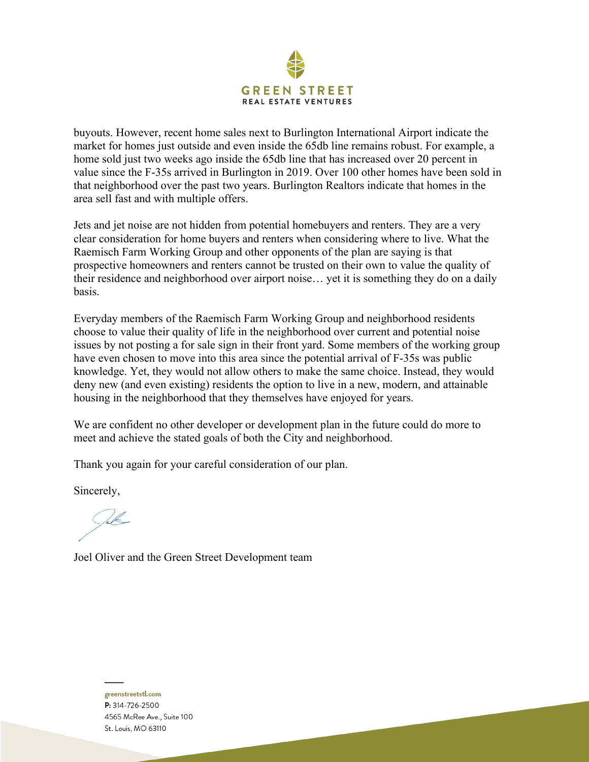buyouts. However, recent home sales next to Burlington International Airport indicate the market for homes just outside and even inside the 65db line remains robust. For example, a home sold just two weeks ago inside the 65db line that has increased over 20 percent in value since the F-35s arrived in Burlington in 2019. Over 100 other homes have been sold in that neighborhood over the past two years. Burlington Realtors indicate that homes in the area sell fast and with multiple offers.

Jets and jet noise are not hidden from potential homebuyers and renters. They are a very clear consideration for home buyers and renters when considering where to live. What the Raemisch Farm Working Group and other opponents of the plan are saying is that prospective homeowners and renters cannot be trusted on their own to value the quality of their residence and neighborhood over airport noise… yet it is something they do on a daily basis.

Everyday members of the Raemisch Farm Working Group and neighborhood residents choose to value their quality of life in the neighborhood over current and potential noise issues by not posting a for sale sign in their front yard. Some members of the working group have even chosen to move into this area since the potential arrival of F-35s was public knowledge. Yet, they would not allow others to make the same choice. Instead, they would deny new (and even existing) residents the option to live in a new, modern, and attainable housing in the neighborhood that they themselves have enjoyed for years.

We are confident no other developer or development plan in the future could do more to meet and achieve the stated goals of both the City and neighborhood.

Thank you again for your careful consideration of our plan.

Sincerely,

Joel Oliver and the Green Street Development team

greenstreetstl.com
P: 314-726-2500
4565 McRee Ave., Suite 100
St. Louis, MO 63110